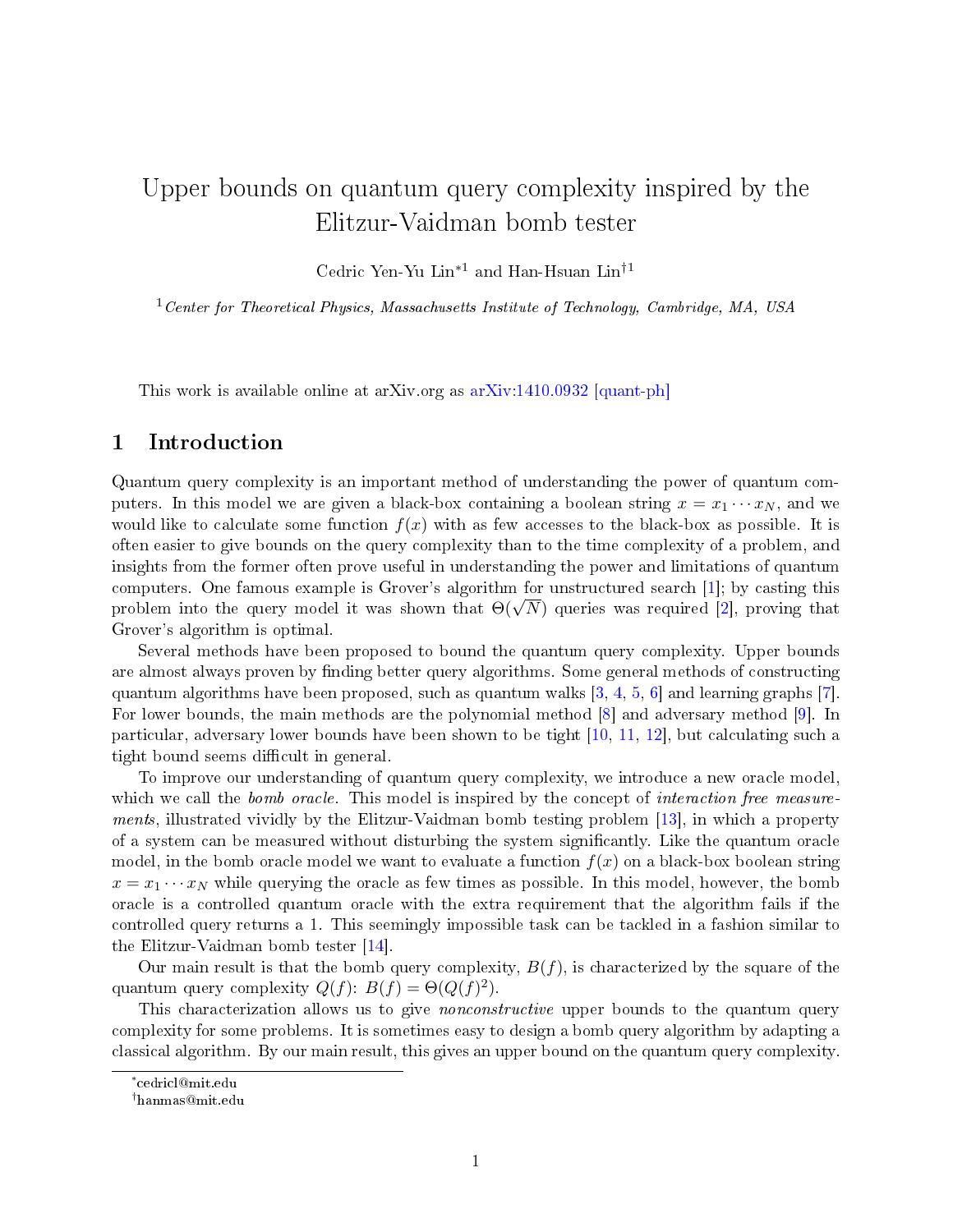# Upper bounds on quantum query complexity inspired by the Elitzur-Vaidman bomb tester

Cedric Yen-Yu Lin[*1] and Han-Hsuan Lin[†1]

[1] *Center for Theoretical Physics, Massachusetts Institute of Technology, Cambridge, MA, USA*

This work is available online at arXiv.org as arXiv:1410.0932 [quant-ph]

## 1 Introduction

Quantum query complexity is an important method of understanding the power of quantum computers. In this model we are given a black-box containing a boolean string $x = x_1 \cdots x_N$, and we would like to calculate some function $f(x)$ with as few accesses to the black-box as possible. It is often easier to give bounds on the query complexity than to the time complexity of a problem, and insights from the former often prove useful in understanding the power and limitations of quantum computers. One famous example is Grover's algorithm for unstructured search [1]; by casting this problem into the query model it was shown that $\Theta(\sqrt{N})$ queries was required [2], proving that Grover's algorithm is optimal.

Several methods have been proposed to bound the quantum query complexity. Upper bounds are almost always proven by finding better query algorithms. Some general methods of constructing quantum algorithms have been proposed, such as quantum walks [3, 4, 5, 6] and learning graphs [7]. For lower bounds, the main methods are the polynomial method [8] and adversary method [9]. In particular, adversary lower bounds have been shown to be tight [10, 11, 12], but calculating such a tight bound seems difficult in general.

To improve our understanding of quantum query complexity, we introduce a new oracle model, which we call the *bomb oracle*. This model is inspired by the concept of *interaction free measurements*, illustrated vividly by the Elitzur-Vaidman bomb testing problem [13], in which a property of a system can be measured without disturbing the system significantly. Like the quantum oracle model, in the bomb oracle model we want to evaluate a function $f(x)$ on a black-box boolean string $x = x_1 \cdots x_N$ while querying the oracle as few times as possible. In this model, however, the bomb oracle is a controlled quantum oracle with the extra requirement that the algorithm fails if the controlled query returns a 1. This seemingly impossible task can be tackled in a fashion similar to the Elitzur-Vaidman bomb tester [14].

Our main result is that the bomb query complexity, $B(f)$, is characterized by the square of the quantum query complexity $Q(f)$: $B(f) = \Theta(Q(f)^2)$.

This characterization allows us to give *nonconstructive* upper bounds to the quantum query complexity for some problems. It is sometimes easy to design a bomb query algorithm by adapting a classical algorithm. By our main result, this gives an upper bound on the quantum query complexity.

[*] cedricl@mit.edu

[†] hanmas@mit.edu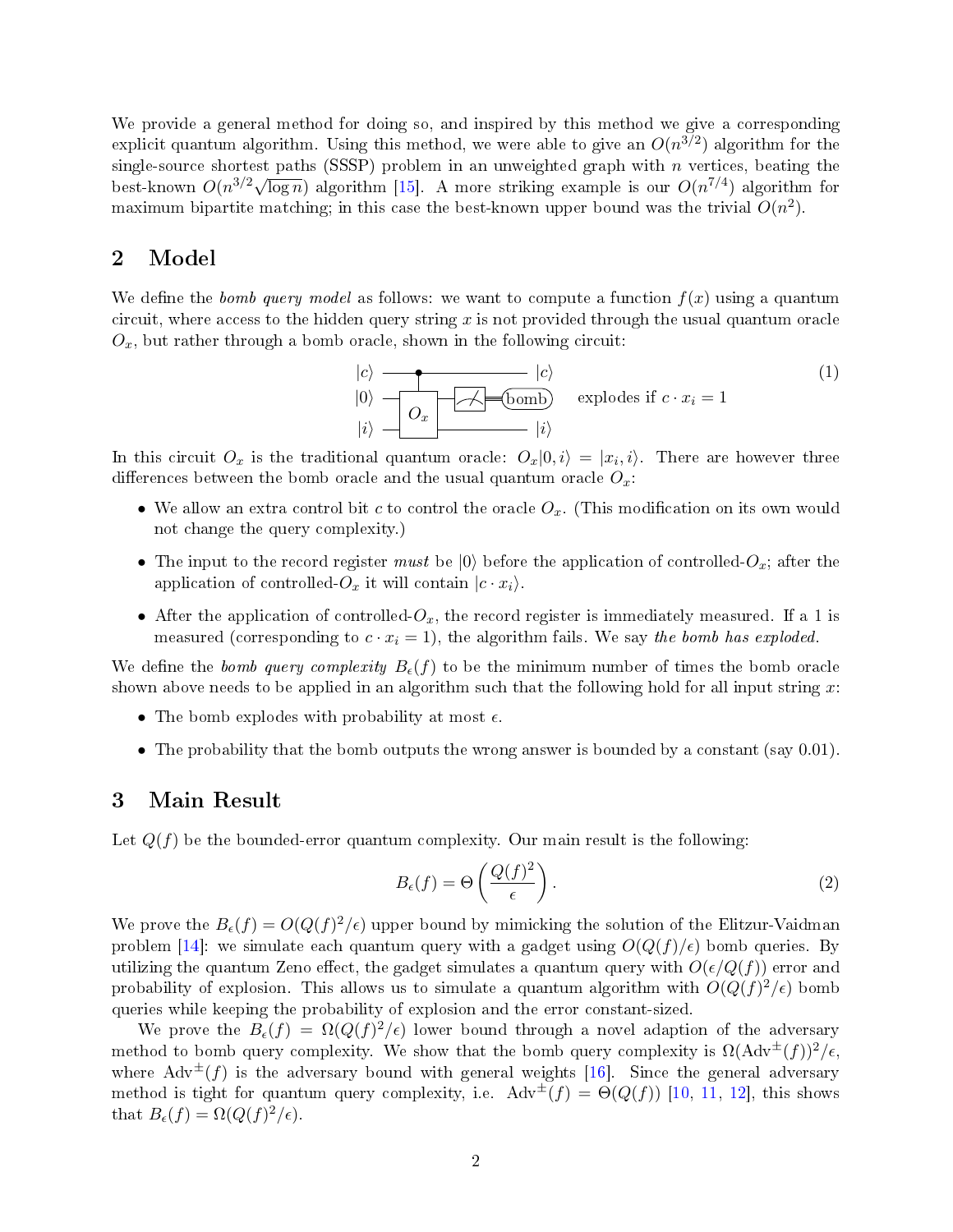We provide a general method for doing so, and inspired by this method we give a corresponding explicit quantum algorithm. Using this method, we were able to give an $O(n^{3/2})$ algorithm for the single-source shortest paths (SSSP) problem in an unweighted graph with $n$ vertices, beating the best-known $O(n^{3/2}\sqrt{\log n})$ algorithm [15]. A more striking example is our $O(n^{7/4})$ algorithm for maximum bipartite matching; in this case the best-known upper bound was the trivial $O(n^2)$.

## 2 Model

We define the *bomb query model* as follows: we want to compute a function $f(x)$ using a quantum circuit, where access to the hidden query string $x$ is not provided through the usual quantum oracle $O_x$, but rather through a bomb oracle, shown in the following circuit:

$$\begin{array}{l} |c\rangle \text{ (control)} \to |c\rangle \\ |0\rangle \to \text{controlled-}O_x \to \text{measure} \to \text{bomb} \quad \text{explodes if } c \cdot x_i = 1 \\ |i\rangle \to |i\rangle \end{array} \tag{1}$$

In this circuit $O_x$ is the traditional quantum oracle: $O_x|0, i\rangle = |x_i, i\rangle$. There are however three differences between the bomb oracle and the usual quantum oracle $O_x$:

- We allow an extra control bit $c$ to control the oracle $O_x$. (This modification on its own would not change the query complexity.)
- The input to the record register *must* be $|0\rangle$ before the application of controlled-$O_x$; after the application of controlled-$O_x$ it will contain $|c \cdot x_i\rangle$.
- After the application of controlled-$O_x$, the record register is immediately measured. If a 1 is measured (corresponding to $c \cdot x_i = 1$), the algorithm fails. We say *the bomb has exploded.*

We define the *bomb query complexity* $B_\epsilon(f)$ to be the minimum number of times the bomb oracle shown above needs to be applied in an algorithm such that the following hold for all input string $x$:

- The bomb explodes with probability at most $\epsilon$.
- The probability that the bomb outputs the wrong answer is bounded by a constant (say 0.01).

## 3 Main Result

Let $Q(f)$ be the bounded-error quantum complexity. Our main result is the following:

$$B_\epsilon(f) = \Theta\left(\frac{Q(f)^2}{\epsilon}\right). \tag{2}$$

We prove the $B_\epsilon(f) = O(Q(f)^2/\epsilon)$ upper bound by mimicking the solution of the Elitzur-Vaidman problem [14]: we simulate each quantum query with a gadget using $O(Q(f)/\epsilon)$ bomb queries. By utilizing the quantum Zeno effect, the gadget simulates a quantum query with $O(\epsilon/Q(f))$ error and probability of explosion. This allows us to simulate a quantum algorithm with $O(Q(f)^2/\epsilon)$ bomb queries while keeping the probability of explosion and the error constant-sized.

We prove the $B_\epsilon(f) = \Omega(Q(f)^2/\epsilon)$ lower bound through a novel adaption of the adversary method to bomb query complexity. We show that the bomb query complexity is $\Omega(\mathrm{Adv}^\pm(f))^2/\epsilon$, where $\mathrm{Adv}^\pm(f)$ is the adversary bound with general weights [16]. Since the general adversary method is tight for quantum query complexity, i.e. $\mathrm{Adv}^\pm(f) = \Theta(Q(f))$ [10, 11, 12], this shows that $B_\epsilon(f) = \Omega(Q(f)^2/\epsilon)$.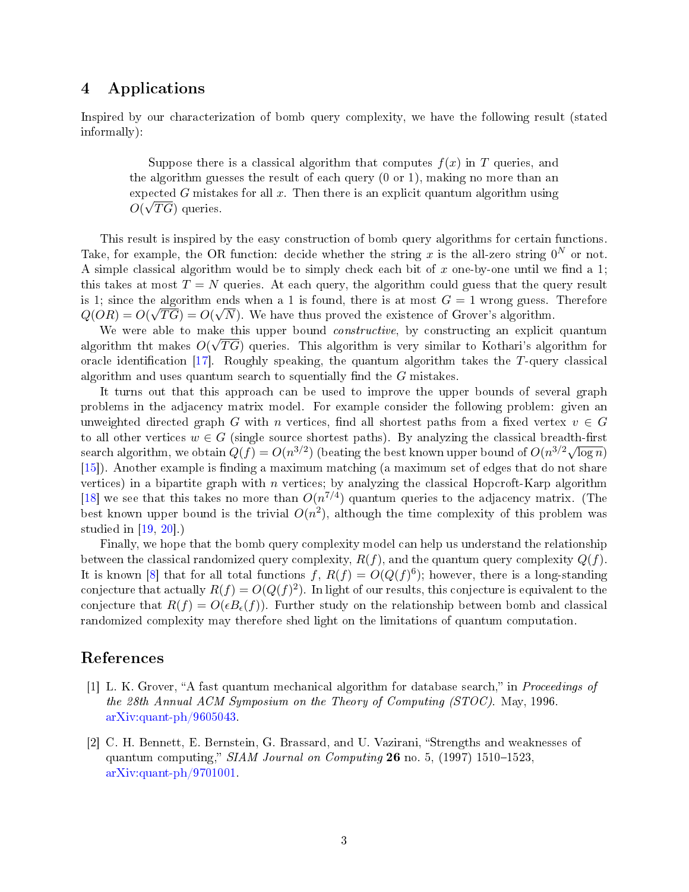## 4 Applications

Inspired by our characterization of bomb query complexity, we have the following result (stated informally):

> Suppose there is a classical algorithm that computes $f(x)$ in $T$ queries, and the algorithm guesses the result of each query (0 or 1), making no more than an expected $G$ mistakes for all $x$. Then there is an explicit quantum algorithm using $O(\sqrt{TG})$ queries.

This result is inspired by the easy construction of bomb query algorithms for certain functions. Take, for example, the OR function: decide whether the string $x$ is the all-zero string $0^N$ or not. A simple classical algorithm would be to simply check each bit of $x$ one-by-one until we find a 1; this takes at most $T = N$ queries. At each query, the algorithm could guess that the query result is 1; since the algorithm ends when a 1 is found, there is at most $G = 1$ wrong guess. Therefore $Q(OR) = O(\sqrt{TG}) = O(\sqrt{N})$. We have thus proved the existence of Grover's algorithm.

We were able to make this upper bound *constructive*, by constructing an explicit quantum algorithm tht makes $O(\sqrt{TG})$ queries. This algorithm is very similar to Kothari's algorithm for oracle identification [17]. Roughly speaking, the quantum algorithm takes the $T$-query classical algorithm and uses quantum search to squentially find the $G$ mistakes.

It turns out that this approach can be used to improve the upper bounds of several graph problems in the adjacency matrix model. For example consider the following problem: given an unweighted directed graph $G$ with $n$ vertices, find all shortest paths from a fixed vertex $v \in G$ to all other vertices $w \in G$ (single source shortest paths). By analyzing the classical breadth-first search algorithm, we obtain $Q(f) = O(n^{3/2})$ (beating the best known upper bound of $O(n^{3/2}\sqrt{\log n})$ [15]). Another example is finding a maximum matching (a maximum set of edges that do not share vertices) in a bipartite graph with $n$ vertices; by analyzing the classical Hopcroft-Karp algorithm [18] we see that this takes no more than $O(n^{7/4})$ quantum queries to the adjacency matrix. (The best known upper bound is the trivial $O(n^2)$, although the time complexity of this problem was studied in [19, 20].)

Finally, we hope that the bomb query complexity model can help us understand the relationship between the classical randomized query complexity, $R(f)$, and the quantum query complexity $Q(f)$. It is known [8] that for all total functions $f$, $R(f) = O(Q(f)^6)$; however, there is a long-standing conjecture that actually $R(f) = O(Q(f)^2)$. In light of our results, this conjecture is equivalent to the conjecture that $R(f) = O(\epsilon B_\epsilon(f))$. Further study on the relationship between bomb and classical randomized complexity may therefore shed light on the limitations of quantum computation.

## References

[1] L. K. Grover, "A fast quantum mechanical algorithm for database search," in *Proceedings of the 28th Annual ACM Symposium on the Theory of Computing (STOC)*. May, 1996. arXiv:quant-ph/9605043.

[2] C. H. Bennett, E. Bernstein, G. Brassard, and U. Vazirani, "Strengths and weaknesses of quantum computing," *SIAM Journal on Computing* **26** no. 5, (1997) 1510–1523, arXiv:quant-ph/9701001.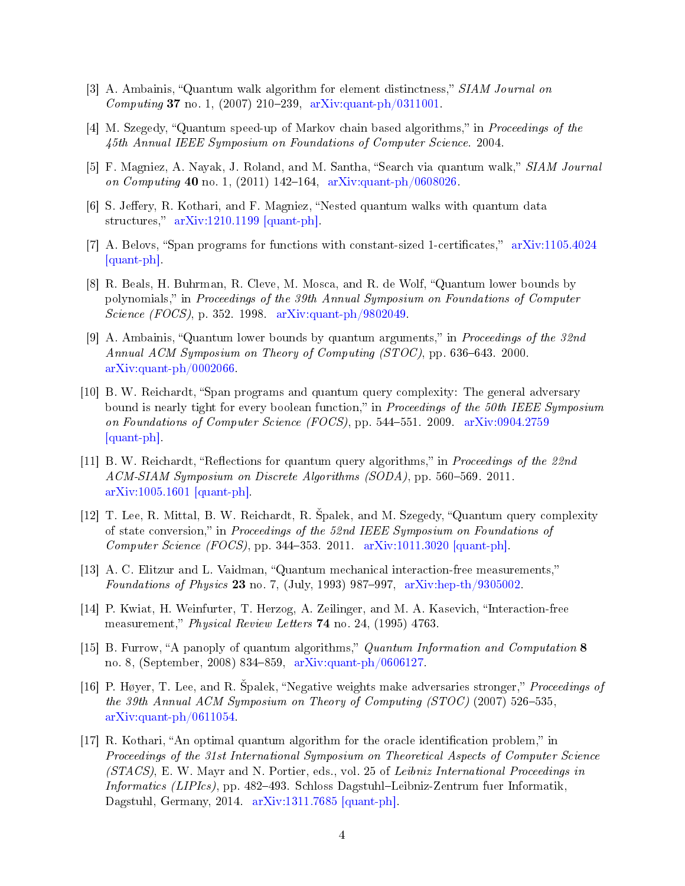[3] A. Ambainis, "Quantum walk algorithm for element distinctness," *SIAM Journal on Computing* **37** no. 1, (2007) 210–239, arXiv:quant-ph/0311001.

[4] M. Szegedy, "Quantum speed-up of Markov chain based algorithms," in *Proceedings of the 45th Annual IEEE Symposium on Foundations of Computer Science*. 2004.

[5] F. Magniez, A. Nayak, J. Roland, and M. Santha, "Search via quantum walk," *SIAM Journal on Computing* **40** no. 1, (2011) 142–164, arXiv:quant-ph/0608026.

[6] S. Jeffery, R. Kothari, and F. Magniez, "Nested quantum walks with quantum data structures," arXiv:1210.1199 [quant-ph].

[7] A. Belovs, "Span programs for functions with constant-sized 1-certificates," arXiv:1105.4024 [quant-ph].

[8] R. Beals, H. Buhrman, R. Cleve, M. Mosca, and R. de Wolf, "Quantum lower bounds by polynomials," in *Proceedings of the 39th Annual Symposium on Foundations of Computer Science (FOCS)*, p. 352. 1998. arXiv:quant-ph/9802049.

[9] A. Ambainis, "Quantum lower bounds by quantum arguments," in *Proceedings of the 32nd Annual ACM Symposium on Theory of Computing (STOC)*, pp. 636–643. 2000. arXiv:quant-ph/0002066.

[10] B. W. Reichardt, "Span programs and quantum query complexity: The general adversary bound is nearly tight for every boolean function," in *Proceedings of the 50th IEEE Symposium on Foundations of Computer Science (FOCS)*, pp. 544–551. 2009. arXiv:0904.2759 [quant-ph].

[11] B. W. Reichardt, "Reflections for quantum query algorithms," in *Proceedings of the 22nd ACM-SIAM Symposium on Discrete Algorithms (SODA)*, pp. 560–569. 2011. arXiv:1005.1601 [quant-ph].

[12] T. Lee, R. Mittal, B. W. Reichardt, R. Špalek, and M. Szegedy, "Quantum query complexity of state conversion," in *Proceedings of the 52nd IEEE Symposium on Foundations of Computer Science (FOCS)*, pp. 344–353. 2011. arXiv:1011.3020 [quant-ph].

[13] A. C. Elitzur and L. Vaidman, "Quantum mechanical interaction-free measurements," *Foundations of Physics* **23** no. 7, (July, 1993) 987–997, arXiv:hep-th/9305002.

[14] P. Kwiat, H. Weinfurter, T. Herzog, A. Zeilinger, and M. A. Kasevich, "Interaction-free measurement," *Physical Review Letters* **74** no. 24, (1995) 4763.

[15] B. Furrow, "A panoply of quantum algorithms," *Quantum Information and Computation* **8** no. 8, (September, 2008) 834–859, arXiv:quant-ph/0606127.

[16] P. Høyer, T. Lee, and R. Špalek, "Negative weights make adversaries stronger," *Proceedings of the 39th Annual ACM Symposium on Theory of Computing (STOC)* (2007) 526–535, arXiv:quant-ph/0611054.

[17] R. Kothari, "An optimal quantum algorithm for the oracle identification problem," in *Proceedings of the 31st International Symposium on Theoretical Aspects of Computer Science (STACS)*, E. W. Mayr and N. Portier, eds., vol. 25 of *Leibniz International Proceedings in Informatics (LIPIcs)*, pp. 482–493. Schloss Dagstuhl–Leibniz-Zentrum fuer Informatik, Dagstuhl, Germany, 2014. arXiv:1311.7685 [quant-ph].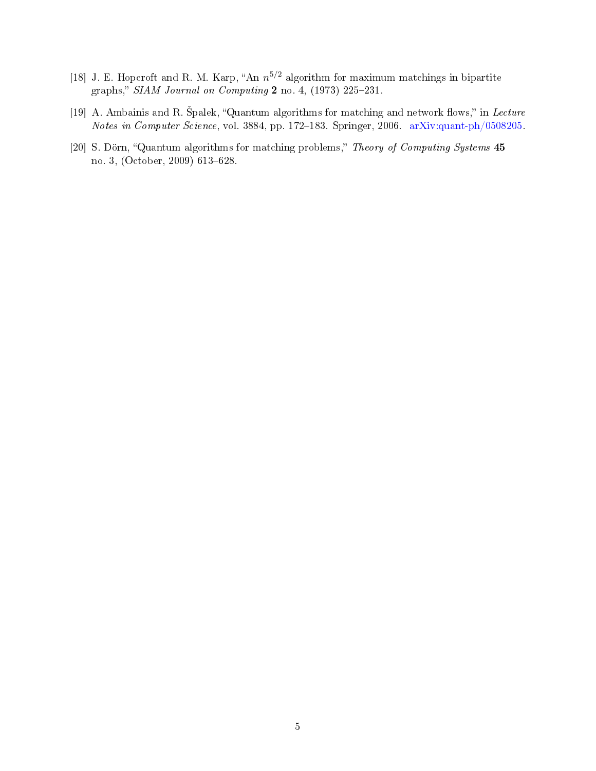[18] J. E. Hopcroft and R. M. Karp, "An $n^{5/2}$ algorithm for maximum matchings in bipartite graphs," *SIAM Journal on Computing* **2** no. 4, (1973) 225–231.

[19] A. Ambainis and R. Špalek, "Quantum algorithms for matching and network flows," in *Lecture Notes in Computer Science*, vol. 3884, pp. 172–183. Springer, 2006. arXiv:quant-ph/0508205.

[20] S. Dörn, "Quantum algorithms for matching problems," *Theory of Computing Systems* **45** no. 3, (October, 2009) 613–628.